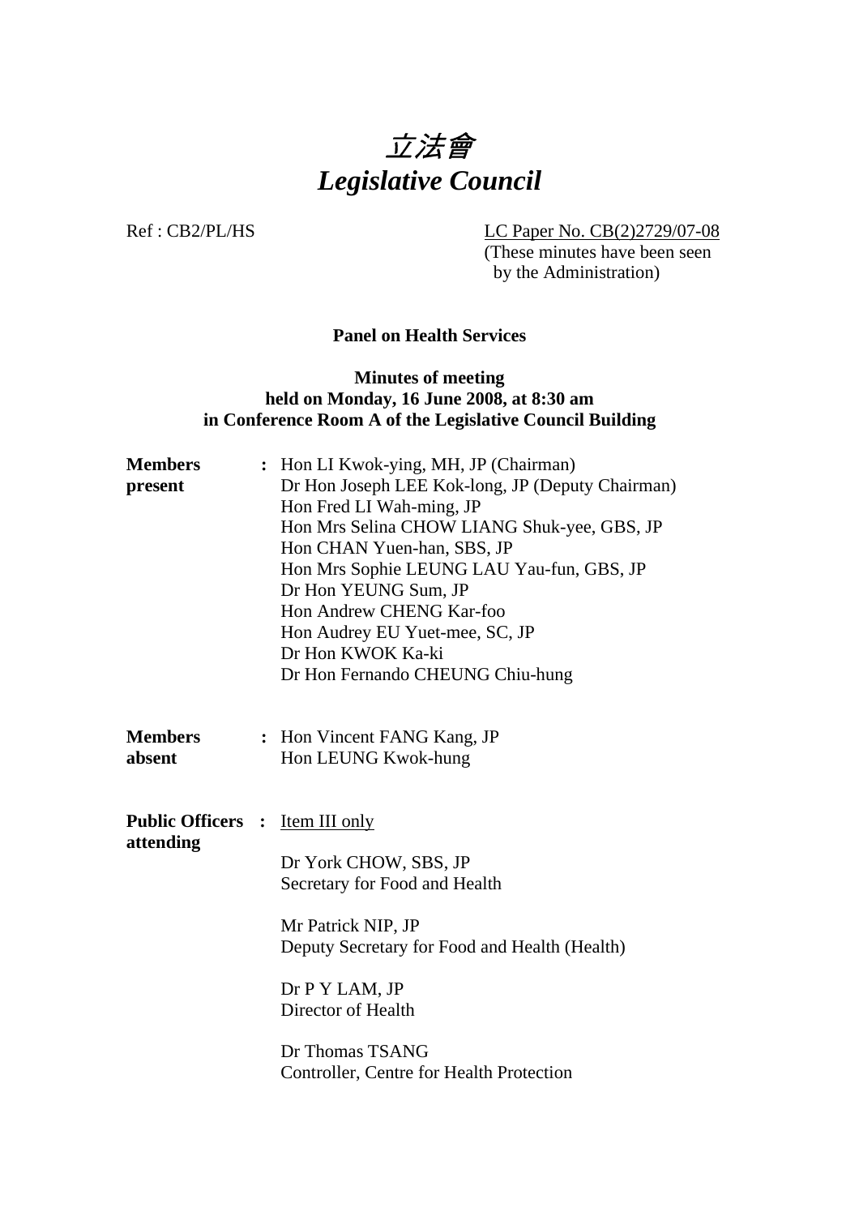# 立法會
# *Legislative Council*

Ref : CB2/PL/HS

LC Paper No. CB(2)2729/07-08
(These minutes have been seen by the Administration)

**Panel on Health Services**

**Minutes of meeting**
**held on Monday, 16 June 2008, at 8:30 am**
**in Conference Room A of the Legislative Council Building**

**Members present** :
Hon LI Kwok-ying, MH, JP (Chairman)
Dr Hon Joseph LEE Kok-long, JP (Deputy Chairman)
Hon Fred LI Wah-ming, JP
Hon Mrs Selina CHOW LIANG Shuk-yee, GBS, JP
Hon CHAN Yuen-han, SBS, JP
Hon Mrs Sophie LEUNG LAU Yau-fun, GBS, JP
Dr Hon YEUNG Sum, JP
Hon Andrew CHENG Kar-foo
Hon Audrey EU Yuet-mee, SC, JP
Dr Hon KWOK Ka-ki
Dr Hon Fernando CHEUNG Chiu-hung

**Members absent** :
Hon Vincent FANG Kang, JP
Hon LEUNG Kwok-hung

**Public Officers attending** :
Item III only

Dr York CHOW, SBS, JP
Secretary for Food and Health

Mr Patrick NIP, JP
Deputy Secretary for Food and Health (Health)

Dr P Y LAM, JP
Director of Health

Dr Thomas TSANG
Controller, Centre for Health Protection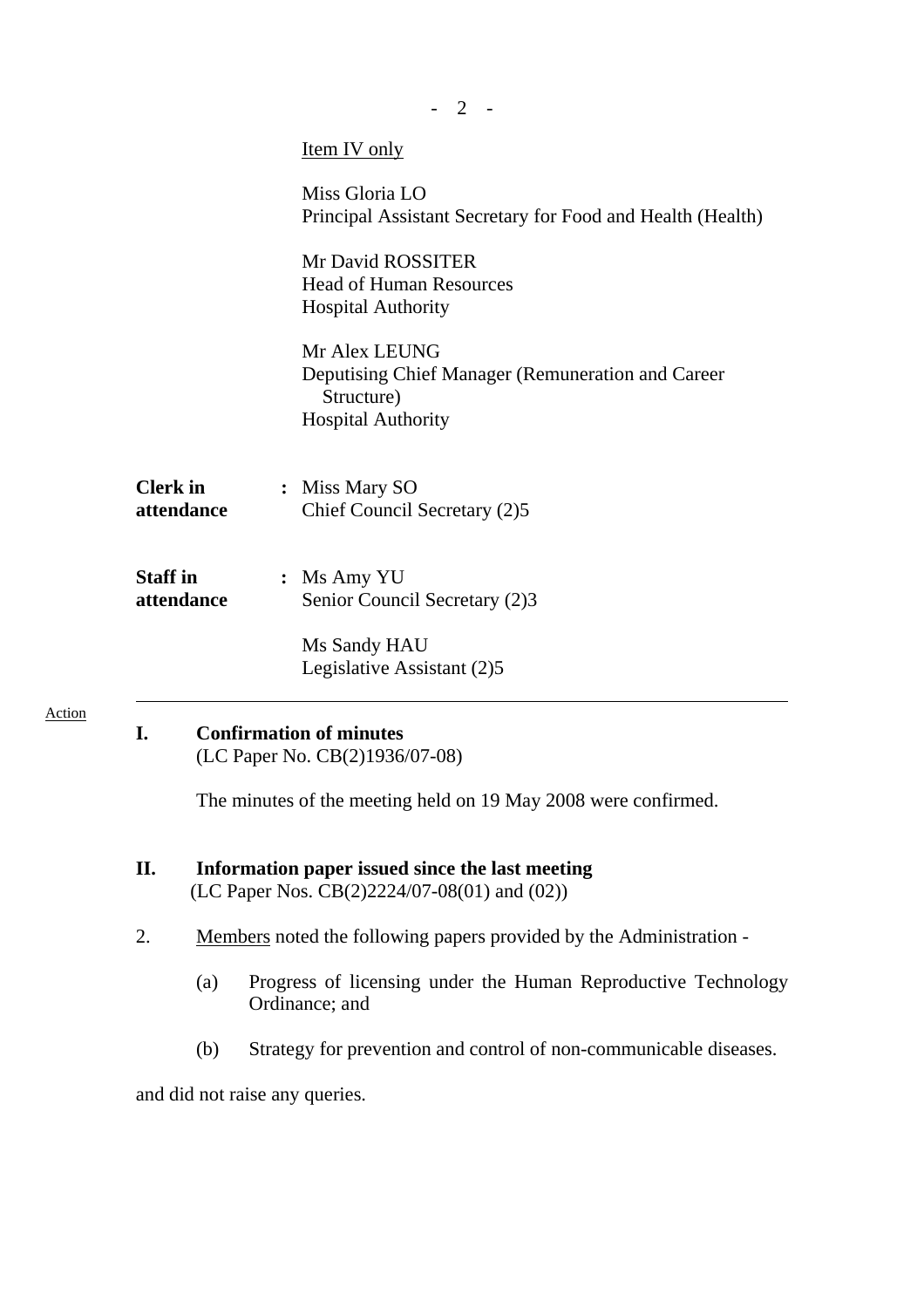Item IV only

Miss Gloria LO
Principal Assistant Secretary for Food and Health (Health)

Mr David ROSSITER
Head of Human Resources
Hospital Authority

Mr Alex LEUNG
Deputising Chief Manager (Remuneration and Career Structure)
Hospital Authority

**Clerk in attendance** : Miss Mary SO
Chief Council Secretary (2)5

**Staff in attendance** : Ms Amy YU
Senior Council Secretary (2)3

Ms Sandy HAU
Legislative Assistant (2)5

---

Action

**I. Confirmation of minutes**
(LC Paper No. CB(2)1936/07-08)

The minutes of the meeting held on 19 May 2008 were confirmed.

**II. Information paper issued since the last meeting**
(LC Paper Nos. CB(2)2224/07-08(01) and (02))

2. Members noted the following papers provided by the Administration -

(a) Progress of licensing under the Human Reproductive Technology Ordinance; and

(b) Strategy for prevention and control of non-communicable diseases.

and did not raise any queries.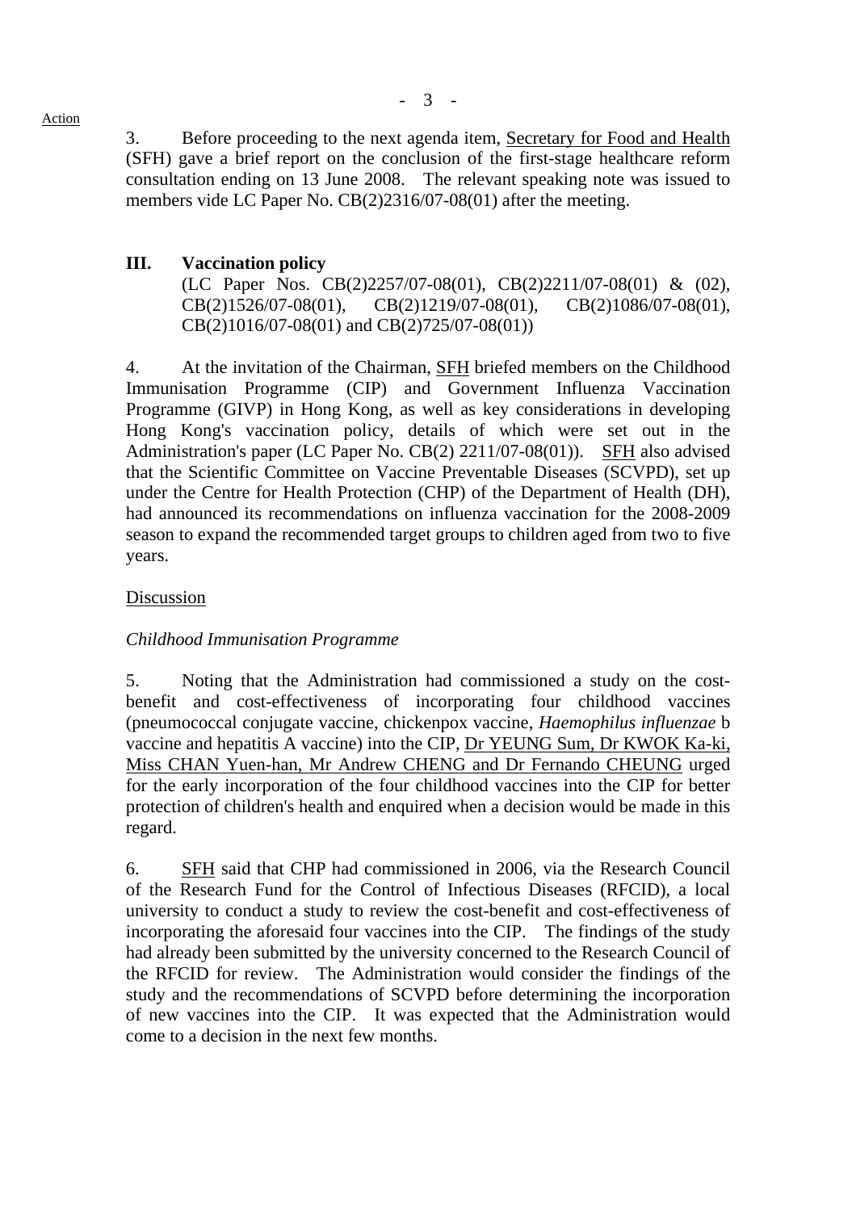Action

3. Before proceeding to the next agenda item, Secretary for Food and Health (SFH) gave a brief report on the conclusion of the first-stage healthcare reform consultation ending on 13 June 2008. The relevant speaking note was issued to members vide LC Paper No. CB(2)2316/07-08(01) after the meeting.

## III. Vaccination policy

(LC Paper Nos. CB(2)2257/07-08(01), CB(2)2211/07-08(01) & (02), CB(2)1526/07-08(01), CB(2)1219/07-08(01), CB(2)1086/07-08(01), CB(2)1016/07-08(01) and CB(2)725/07-08(01))

4. At the invitation of the Chairman, SFH briefed members on the Childhood Immunisation Programme (CIP) and Government Influenza Vaccination Programme (GIVP) in Hong Kong, as well as key considerations in developing Hong Kong's vaccination policy, details of which were set out in the Administration's paper (LC Paper No. CB(2) 2211/07-08(01)). SFH also advised that the Scientific Committee on Vaccine Preventable Diseases (SCVPD), set up under the Centre for Health Protection (CHP) of the Department of Health (DH), had announced its recommendations on influenza vaccination for the 2008-2009 season to expand the recommended target groups to children aged from two to five years.

Discussion

*Childhood Immunisation Programme*

5. Noting that the Administration had commissioned a study on the cost-benefit and cost-effectiveness of incorporating four childhood vaccines (pneumococcal conjugate vaccine, chickenpox vaccine, *Haemophilus influenzae* b vaccine and hepatitis A vaccine) into the CIP, Dr YEUNG Sum, Dr KWOK Ka-ki, Miss CHAN Yuen-han, Mr Andrew CHENG and Dr Fernando CHEUNG urged for the early incorporation of the four childhood vaccines into the CIP for better protection of children's health and enquired when a decision would be made in this regard.

6. SFH said that CHP had commissioned in 2006, via the Research Council of the Research Fund for the Control of Infectious Diseases (RFCID), a local university to conduct a study to review the cost-benefit and cost-effectiveness of incorporating the aforesaid four vaccines into the CIP. The findings of the study had already been submitted by the university concerned to the Research Council of the RFCID for review. The Administration would consider the findings of the study and the recommendations of SCVPD before determining the incorporation of new vaccines into the CIP. It was expected that the Administration would come to a decision in the next few months.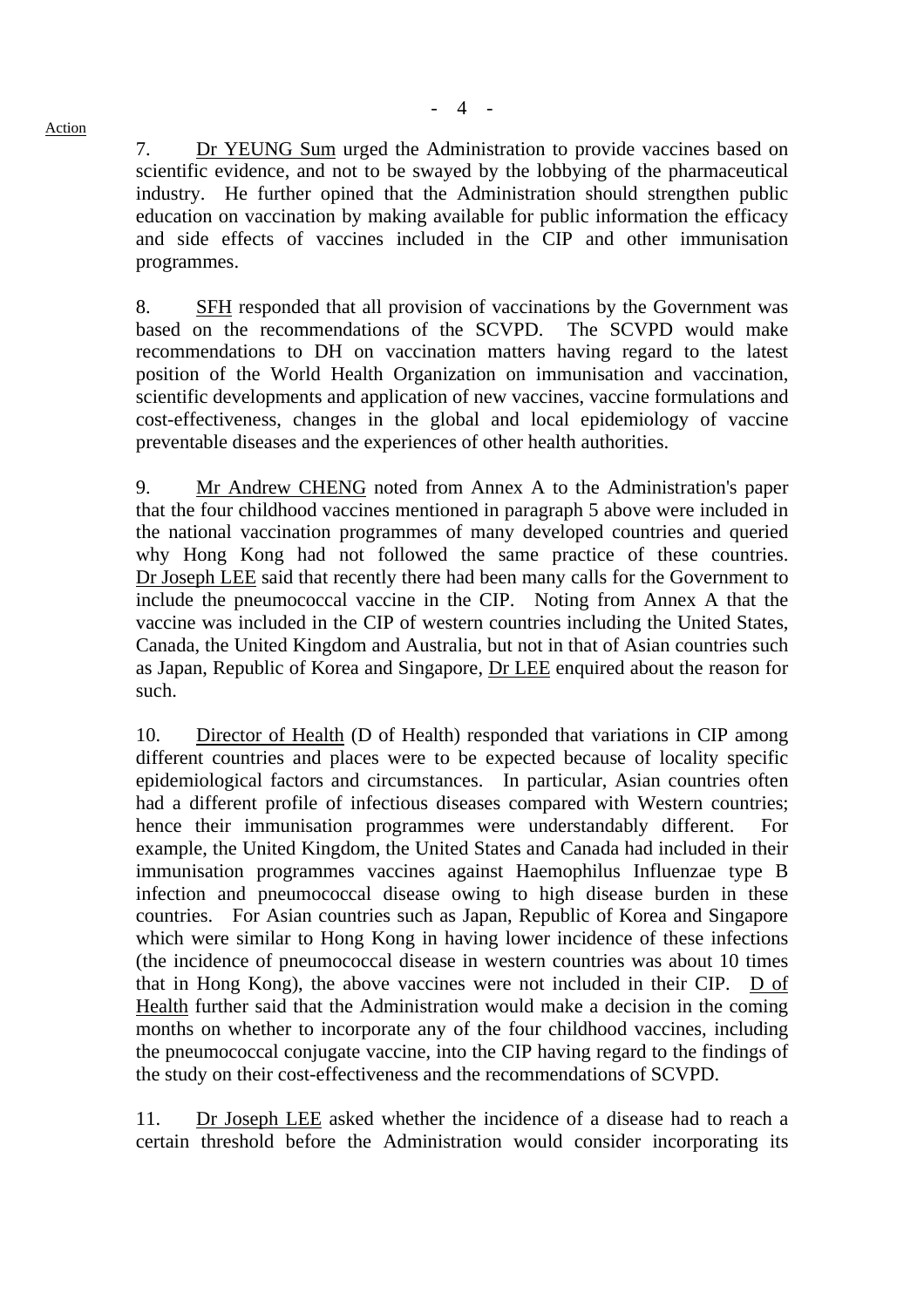Action

7. Dr YEUNG Sum urged the Administration to provide vaccines based on scientific evidence, and not to be swayed by the lobbying of the pharmaceutical industry. He further opined that the Administration should strengthen public education on vaccination by making available for public information the efficacy and side effects of vaccines included in the CIP and other immunisation programmes.

8. SFH responded that all provision of vaccinations by the Government was based on the recommendations of the SCVPD. The SCVPD would make recommendations to DH on vaccination matters having regard to the latest position of the World Health Organization on immunisation and vaccination, scientific developments and application of new vaccines, vaccine formulations and cost-effectiveness, changes in the global and local epidemiology of vaccine preventable diseases and the experiences of other health authorities.

9. Mr Andrew CHENG noted from Annex A to the Administration's paper that the four childhood vaccines mentioned in paragraph 5 above were included in the national vaccination programmes of many developed countries and queried why Hong Kong had not followed the same practice of these countries. Dr Joseph LEE said that recently there had been many calls for the Government to include the pneumococcal vaccine in the CIP. Noting from Annex A that the vaccine was included in the CIP of western countries including the United States, Canada, the United Kingdom and Australia, but not in that of Asian countries such as Japan, Republic of Korea and Singapore, Dr LEE enquired about the reason for such.

10. Director of Health (D of Health) responded that variations in CIP among different countries and places were to be expected because of locality specific epidemiological factors and circumstances. In particular, Asian countries often had a different profile of infectious diseases compared with Western countries; hence their immunisation programmes were understandably different. For example, the United Kingdom, the United States and Canada had included in their immunisation programmes vaccines against Haemophilus Influenzae type B infection and pneumococcal disease owing to high disease burden in these countries. For Asian countries such as Japan, Republic of Korea and Singapore which were similar to Hong Kong in having lower incidence of these infections (the incidence of pneumococcal disease in western countries was about 10 times that in Hong Kong), the above vaccines were not included in their CIP. D of Health further said that the Administration would make a decision in the coming months on whether to incorporate any of the four childhood vaccines, including the pneumococcal conjugate vaccine, into the CIP having regard to the findings of the study on their cost-effectiveness and the recommendations of SCVPD.

11. Dr Joseph LEE asked whether the incidence of a disease had to reach a certain threshold before the Administration would consider incorporating its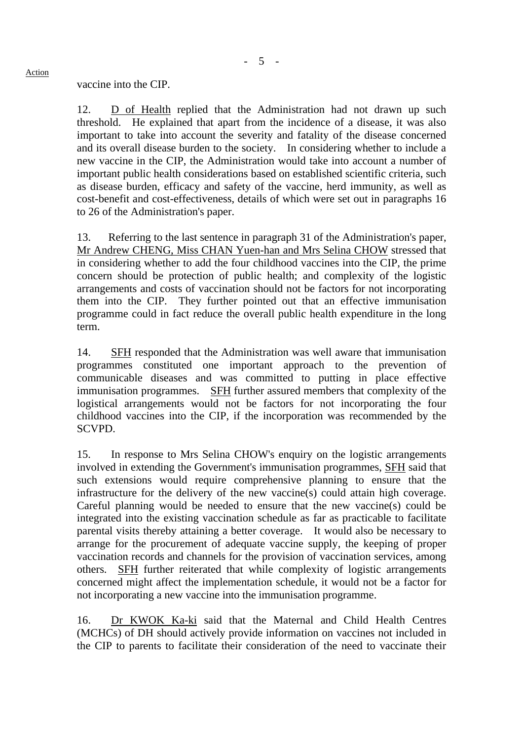vaccine into the CIP.

12. D of Health replied that the Administration had not drawn up such threshold. He explained that apart from the incidence of a disease, it was also important to take into account the severity and fatality of the disease concerned and its overall disease burden to the society. In considering whether to include a new vaccine in the CIP, the Administration would take into account a number of important public health considerations based on established scientific criteria, such as disease burden, efficacy and safety of the vaccine, herd immunity, as well as cost-benefit and cost-effectiveness, details of which were set out in paragraphs 16 to 26 of the Administration's paper.

13. Referring to the last sentence in paragraph 31 of the Administration's paper, Mr Andrew CHENG, Miss CHAN Yuen-han and Mrs Selina CHOW stressed that in considering whether to add the four childhood vaccines into the CIP, the prime concern should be protection of public health; and complexity of the logistic arrangements and costs of vaccination should not be factors for not incorporating them into the CIP. They further pointed out that an effective immunisation programme could in fact reduce the overall public health expenditure in the long term.

14. SFH responded that the Administration was well aware that immunisation programmes constituted one important approach to the prevention of communicable diseases and was committed to putting in place effective immunisation programmes. SFH further assured members that complexity of the logistical arrangements would not be factors for not incorporating the four childhood vaccines into the CIP, if the incorporation was recommended by the SCVPD.

15. In response to Mrs Selina CHOW's enquiry on the logistic arrangements involved in extending the Government's immunisation programmes, SFH said that such extensions would require comprehensive planning to ensure that the infrastructure for the delivery of the new vaccine(s) could attain high coverage. Careful planning would be needed to ensure that the new vaccine(s) could be integrated into the existing vaccination schedule as far as practicable to facilitate parental visits thereby attaining a better coverage. It would also be necessary to arrange for the procurement of adequate vaccine supply, the keeping of proper vaccination records and channels for the provision of vaccination services, among others. SFH further reiterated that while complexity of logistic arrangements concerned might affect the implementation schedule, it would not be a factor for not incorporating a new vaccine into the immunisation programme.

16. Dr KWOK Ka-ki said that the Maternal and Child Health Centres (MCHCs) of DH should actively provide information on vaccines not included in the CIP to parents to facilitate their consideration of the need to vaccinate their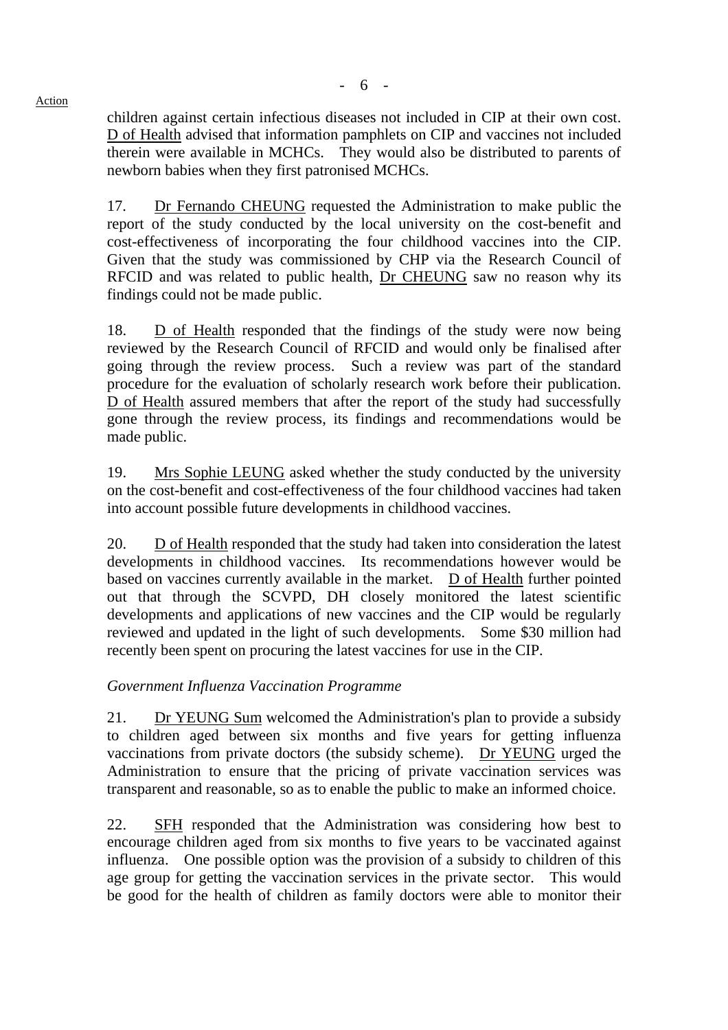children against certain infectious diseases not included in CIP at their own cost. D of Health advised that information pamphlets on CIP and vaccines not included therein were available in MCHCs. They would also be distributed to parents of newborn babies when they first patronised MCHCs.

17. Dr Fernando CHEUNG requested the Administration to make public the report of the study conducted by the local university on the cost-benefit and cost-effectiveness of incorporating the four childhood vaccines into the CIP. Given that the study was commissioned by CHP via the Research Council of RFCID and was related to public health, Dr CHEUNG saw no reason why its findings could not be made public.

18. D of Health responded that the findings of the study were now being reviewed by the Research Council of RFCID and would only be finalised after going through the review process. Such a review was part of the standard procedure for the evaluation of scholarly research work before their publication. D of Health assured members that after the report of the study had successfully gone through the review process, its findings and recommendations would be made public.

19. Mrs Sophie LEUNG asked whether the study conducted by the university on the cost-benefit and cost-effectiveness of the four childhood vaccines had taken into account possible future developments in childhood vaccines.

20. D of Health responded that the study had taken into consideration the latest developments in childhood vaccines. Its recommendations however would be based on vaccines currently available in the market. D of Health further pointed out that through the SCVPD, DH closely monitored the latest scientific developments and applications of new vaccines and the CIP would be regularly reviewed and updated in the light of such developments. Some $30 million had recently been spent on procuring the latest vaccines for use in the CIP.

*Government Influenza Vaccination Programme*

21. Dr YEUNG Sum welcomed the Administration's plan to provide a subsidy to children aged between six months and five years for getting influenza vaccinations from private doctors (the subsidy scheme). Dr YEUNG urged the Administration to ensure that the pricing of private vaccination services was transparent and reasonable, so as to enable the public to make an informed choice.

22. SFH responded that the Administration was considering how best to encourage children aged from six months to five years to be vaccinated against influenza. One possible option was the provision of a subsidy to children of this age group for getting the vaccination services in the private sector. This would be good for the health of children as family doctors were able to monitor their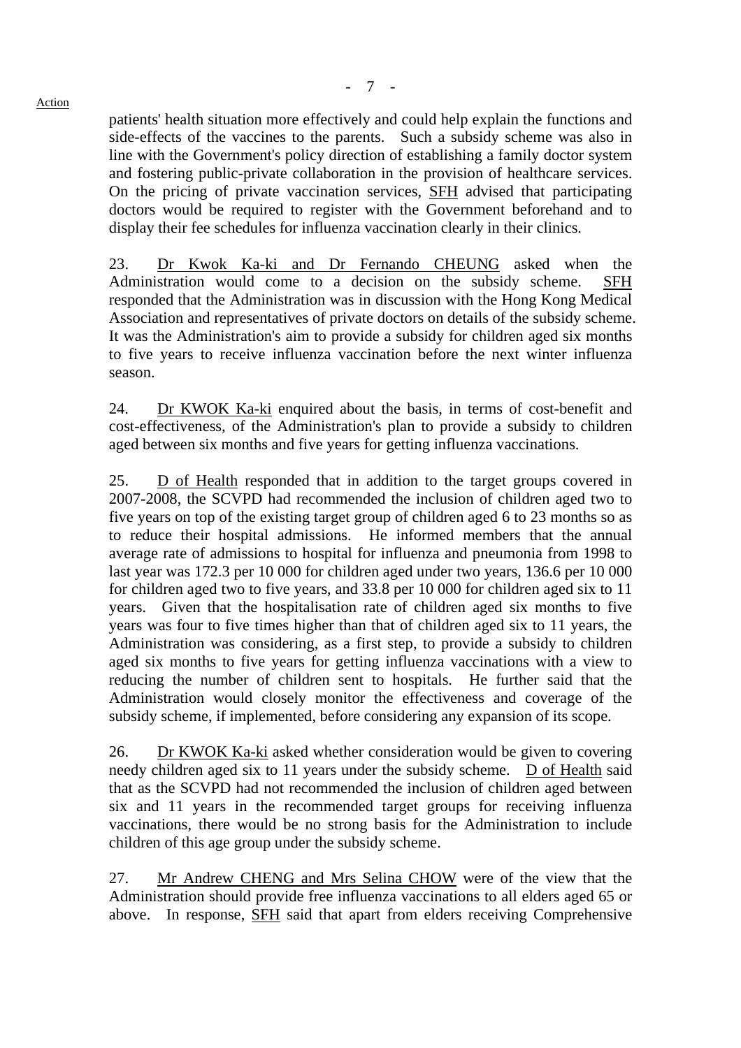patients' health situation more effectively and could help explain the functions and side-effects of the vaccines to the parents. Such a subsidy scheme was also in line with the Government's policy direction of establishing a family doctor system and fostering public-private collaboration in the provision of healthcare services. On the pricing of private vaccination services, SFH advised that participating doctors would be required to register with the Government beforehand and to display their fee schedules for influenza vaccination clearly in their clinics.

23. Dr Kwok Ka-ki and Dr Fernando CHEUNG asked when the Administration would come to a decision on the subsidy scheme. SFH responded that the Administration was in discussion with the Hong Kong Medical Association and representatives of private doctors on details of the subsidy scheme. It was the Administration's aim to provide a subsidy for children aged six months to five years to receive influenza vaccination before the next winter influenza season.

24. Dr KWOK Ka-ki enquired about the basis, in terms of cost-benefit and cost-effectiveness, of the Administration's plan to provide a subsidy to children aged between six months and five years for getting influenza vaccinations.

25. D of Health responded that in addition to the target groups covered in 2007-2008, the SCVPD had recommended the inclusion of children aged two to five years on top of the existing target group of children aged 6 to 23 months so as to reduce their hospital admissions. He informed members that the annual average rate of admissions to hospital for influenza and pneumonia from 1998 to last year was 172.3 per 10 000 for children aged under two years, 136.6 per 10 000 for children aged two to five years, and 33.8 per 10 000 for children aged six to 11 years. Given that the hospitalisation rate of children aged six months to five years was four to five times higher than that of children aged six to 11 years, the Administration was considering, as a first step, to provide a subsidy to children aged six months to five years for getting influenza vaccinations with a view to reducing the number of children sent to hospitals. He further said that the Administration would closely monitor the effectiveness and coverage of the subsidy scheme, if implemented, before considering any expansion of its scope.

26. Dr KWOK Ka-ki asked whether consideration would be given to covering needy children aged six to 11 years under the subsidy scheme. D of Health said that as the SCVPD had not recommended the inclusion of children aged between six and 11 years in the recommended target groups for receiving influenza vaccinations, there would be no strong basis for the Administration to include children of this age group under the subsidy scheme.

27. Mr Andrew CHENG and Mrs Selina CHOW were of the view that the Administration should provide free influenza vaccinations to all elders aged 65 or above. In response, SFH said that apart from elders receiving Comprehensive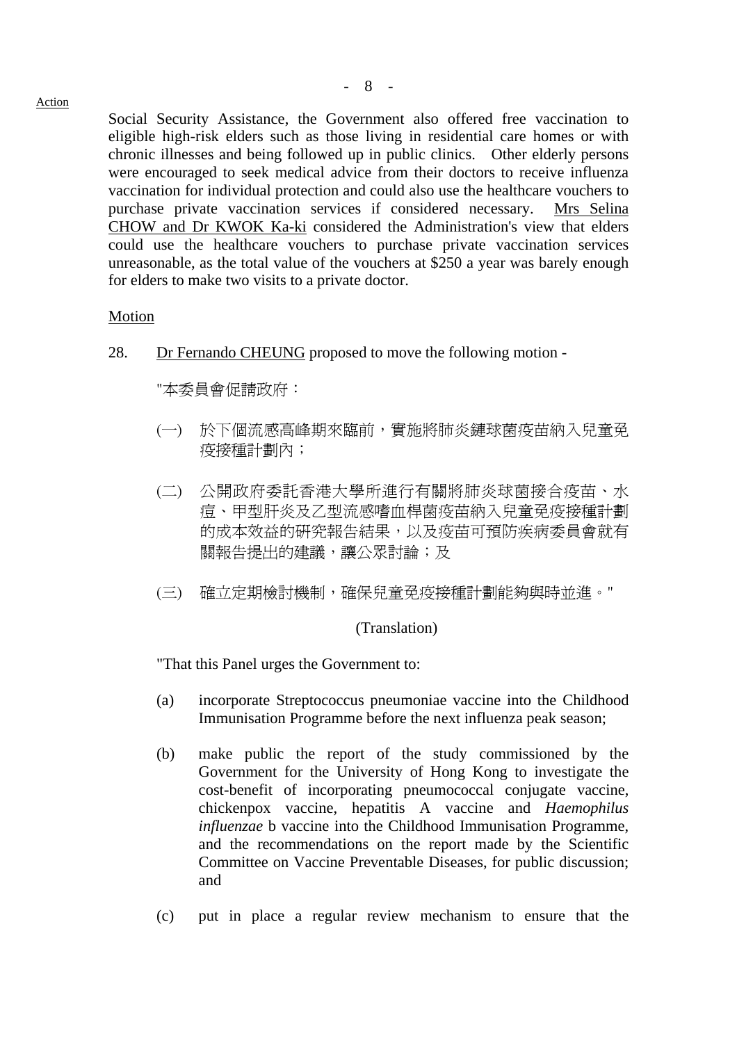Social Security Assistance, the Government also offered free vaccination to eligible high-risk elders such as those living in residential care homes or with chronic illnesses and being followed up in public clinics. Other elderly persons were encouraged to seek medical advice from their doctors to receive influenza vaccination for individual protection and could also use the healthcare vouchers to purchase private vaccination services if considered necessary. Mrs Selina CHOW and Dr KWOK Ka-ki considered the Administration's view that elders could use the healthcare vouchers to purchase private vaccination services unreasonable, as the total value of the vouchers at $250 a year was barely enough for elders to make two visits to a private doctor.

Motion

28. Dr Fernando CHEUNG proposed to move the following motion -

"本委員會促請政府：

(一) 於下個流感高峰期來臨前，實施將肺炎鏈球菌疫苗納入兒童免疫接種計劃內；

(二) 公開政府委託香港大學所進行有關將肺炎球菌接合疫苗、水痘、甲型肝炎及乙型流感嗜血桿菌疫苗納入兒童免疫接種計劃的成本效益的研究報告結果，以及疫苗可預防疾病委員會就有關報告提出的建議，讓公眾討論；及

(三) 確立定期檢討機制，確保兒童免疫接種計劃能夠與時並進。"

(Translation)

"That this Panel urges the Government to:

(a) incorporate Streptococcus pneumoniae vaccine into the Childhood Immunisation Programme before the next influenza peak season;

(b) make public the report of the study commissioned by the Government for the University of Hong Kong to investigate the cost-benefit of incorporating pneumococcal conjugate vaccine, chickenpox vaccine, hepatitis A vaccine and *Haemophilus influenzae* b vaccine into the Childhood Immunisation Programme, and the recommendations on the report made by the Scientific Committee on Vaccine Preventable Diseases, for public discussion; and

(c) put in place a regular review mechanism to ensure that the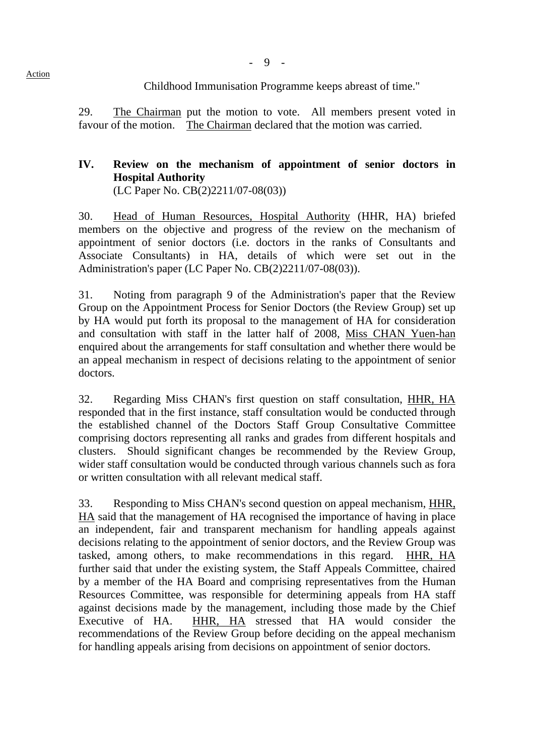Childhood Immunisation Programme keeps abreast of time."

29. The Chairman put the motion to vote. All members present voted in favour of the motion. The Chairman declared that the motion was carried.

## IV. Review on the mechanism of appointment of senior doctors in Hospital Authority

(LC Paper No. CB(2)2211/07-08(03))

30. Head of Human Resources, Hospital Authority (HHR, HA) briefed members on the objective and progress of the review on the mechanism of appointment of senior doctors (i.e. doctors in the ranks of Consultants and Associate Consultants) in HA, details of which were set out in the Administration's paper (LC Paper No. CB(2)2211/07-08(03)).

31. Noting from paragraph 9 of the Administration's paper that the Review Group on the Appointment Process for Senior Doctors (the Review Group) set up by HA would put forth its proposal to the management of HA for consideration and consultation with staff in the latter half of 2008, Miss CHAN Yuen-han enquired about the arrangements for staff consultation and whether there would be an appeal mechanism in respect of decisions relating to the appointment of senior doctors.

32. Regarding Miss CHAN's first question on staff consultation, HHR, HA responded that in the first instance, staff consultation would be conducted through the established channel of the Doctors Staff Group Consultative Committee comprising doctors representing all ranks and grades from different hospitals and clusters. Should significant changes be recommended by the Review Group, wider staff consultation would be conducted through various channels such as fora or written consultation with all relevant medical staff.

33. Responding to Miss CHAN's second question on appeal mechanism, HHR, HA said that the management of HA recognised the importance of having in place an independent, fair and transparent mechanism for handling appeals against decisions relating to the appointment of senior doctors, and the Review Group was tasked, among others, to make recommendations in this regard. HHR, HA further said that under the existing system, the Staff Appeals Committee, chaired by a member of the HA Board and comprising representatives from the Human Resources Committee, was responsible for determining appeals from HA staff against decisions made by the management, including those made by the Chief Executive of HA. HHR, HA stressed that HA would consider the recommendations of the Review Group before deciding on the appeal mechanism for handling appeals arising from decisions on appointment of senior doctors.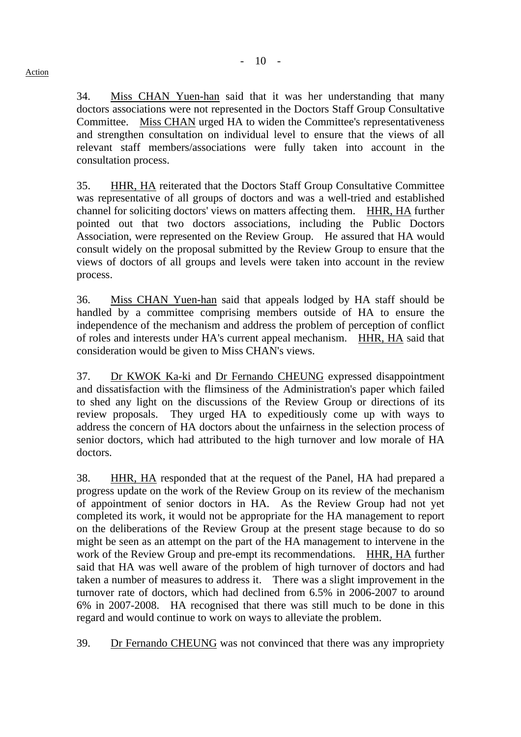34. Miss CHAN Yuen-han said that it was her understanding that many doctors associations were not represented in the Doctors Staff Group Consultative Committee. Miss CHAN urged HA to widen the Committee's representativeness and strengthen consultation on individual level to ensure that the views of all relevant staff members/associations were fully taken into account in the consultation process.

35. HHR, HA reiterated that the Doctors Staff Group Consultative Committee was representative of all groups of doctors and was a well-tried and established channel for soliciting doctors' views on matters affecting them. HHR, HA further pointed out that two doctors associations, including the Public Doctors Association, were represented on the Review Group. He assured that HA would consult widely on the proposal submitted by the Review Group to ensure that the views of doctors of all groups and levels were taken into account in the review process.

36. Miss CHAN Yuen-han said that appeals lodged by HA staff should be handled by a committee comprising members outside of HA to ensure the independence of the mechanism and address the problem of perception of conflict of roles and interests under HA's current appeal mechanism. HHR, HA said that consideration would be given to Miss CHAN's views.

37. Dr KWOK Ka-ki and Dr Fernando CHEUNG expressed disappointment and dissatisfaction with the flimsiness of the Administration's paper which failed to shed any light on the discussions of the Review Group or directions of its review proposals. They urged HA to expeditiously come up with ways to address the concern of HA doctors about the unfairness in the selection process of senior doctors, which had attributed to the high turnover and low morale of HA doctors.

38. HHR, HA responded that at the request of the Panel, HA had prepared a progress update on the work of the Review Group on its review of the mechanism of appointment of senior doctors in HA. As the Review Group had not yet completed its work, it would not be appropriate for the HA management to report on the deliberations of the Review Group at the present stage because to do so might be seen as an attempt on the part of the HA management to intervene in the work of the Review Group and pre-empt its recommendations. HHR, HA further said that HA was well aware of the problem of high turnover of doctors and had taken a number of measures to address it. There was a slight improvement in the turnover rate of doctors, which had declined from 6.5% in 2006-2007 to around 6% in 2007-2008. HA recognised that there was still much to be done in this regard and would continue to work on ways to alleviate the problem.

39. Dr Fernando CHEUNG was not convinced that there was any impropriety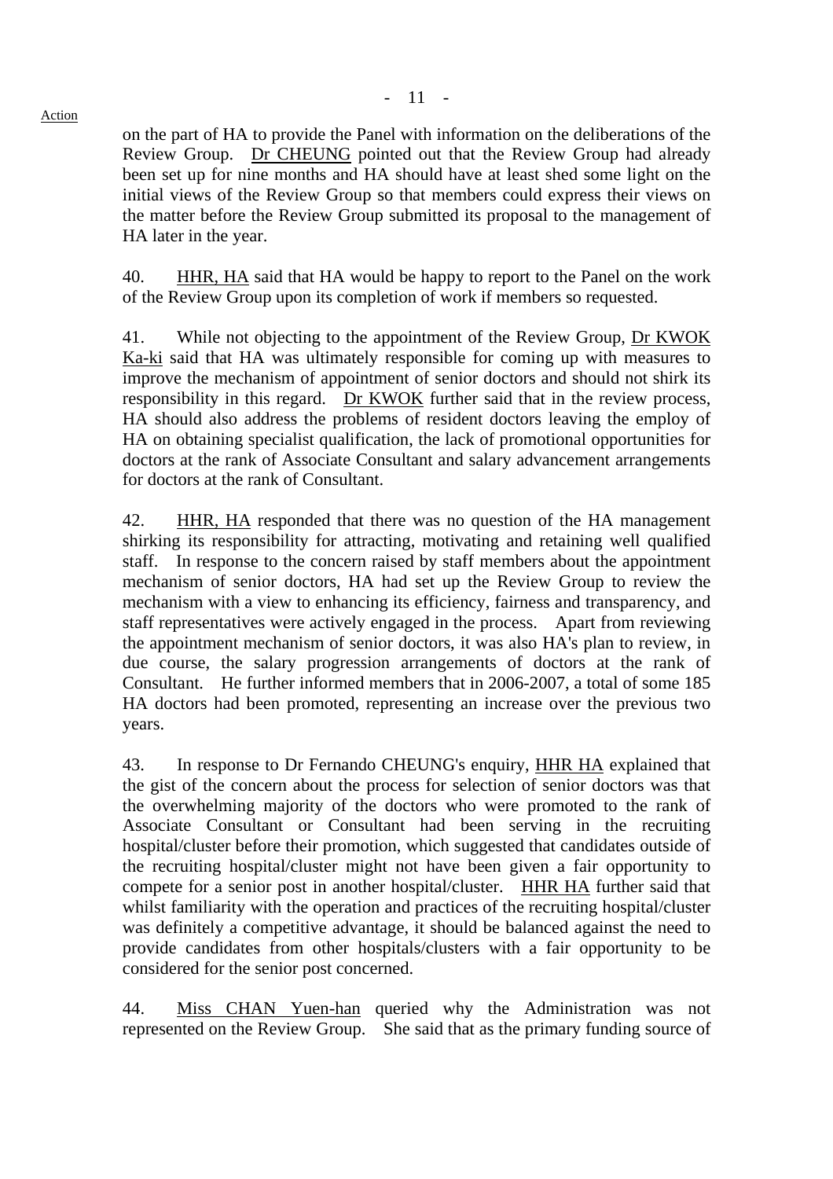on the part of HA to provide the Panel with information on the deliberations of the Review Group. Dr CHEUNG pointed out that the Review Group had already been set up for nine months and HA should have at least shed some light on the initial views of the Review Group so that members could express their views on the matter before the Review Group submitted its proposal to the management of HA later in the year.

40. HHR, HA said that HA would be happy to report to the Panel on the work of the Review Group upon its completion of work if members so requested.

41. While not objecting to the appointment of the Review Group, Dr KWOK Ka-ki said that HA was ultimately responsible for coming up with measures to improve the mechanism of appointment of senior doctors and should not shirk its responsibility in this regard. Dr KWOK further said that in the review process, HA should also address the problems of resident doctors leaving the employ of HA on obtaining specialist qualification, the lack of promotional opportunities for doctors at the rank of Associate Consultant and salary advancement arrangements for doctors at the rank of Consultant.

42. HHR, HA responded that there was no question of the HA management shirking its responsibility for attracting, motivating and retaining well qualified staff. In response to the concern raised by staff members about the appointment mechanism of senior doctors, HA had set up the Review Group to review the mechanism with a view to enhancing its efficiency, fairness and transparency, and staff representatives were actively engaged in the process. Apart from reviewing the appointment mechanism of senior doctors, it was also HA's plan to review, in due course, the salary progression arrangements of doctors at the rank of Consultant. He further informed members that in 2006-2007, a total of some 185 HA doctors had been promoted, representing an increase over the previous two years.

43. In response to Dr Fernando CHEUNG's enquiry, HHR HA explained that the gist of the concern about the process for selection of senior doctors was that the overwhelming majority of the doctors who were promoted to the rank of Associate Consultant or Consultant had been serving in the recruiting hospital/cluster before their promotion, which suggested that candidates outside of the recruiting hospital/cluster might not have been given a fair opportunity to compete for a senior post in another hospital/cluster. HHR HA further said that whilst familiarity with the operation and practices of the recruiting hospital/cluster was definitely a competitive advantage, it should be balanced against the need to provide candidates from other hospitals/clusters with a fair opportunity to be considered for the senior post concerned.

44. Miss CHAN Yuen-han queried why the Administration was not represented on the Review Group. She said that as the primary funding source of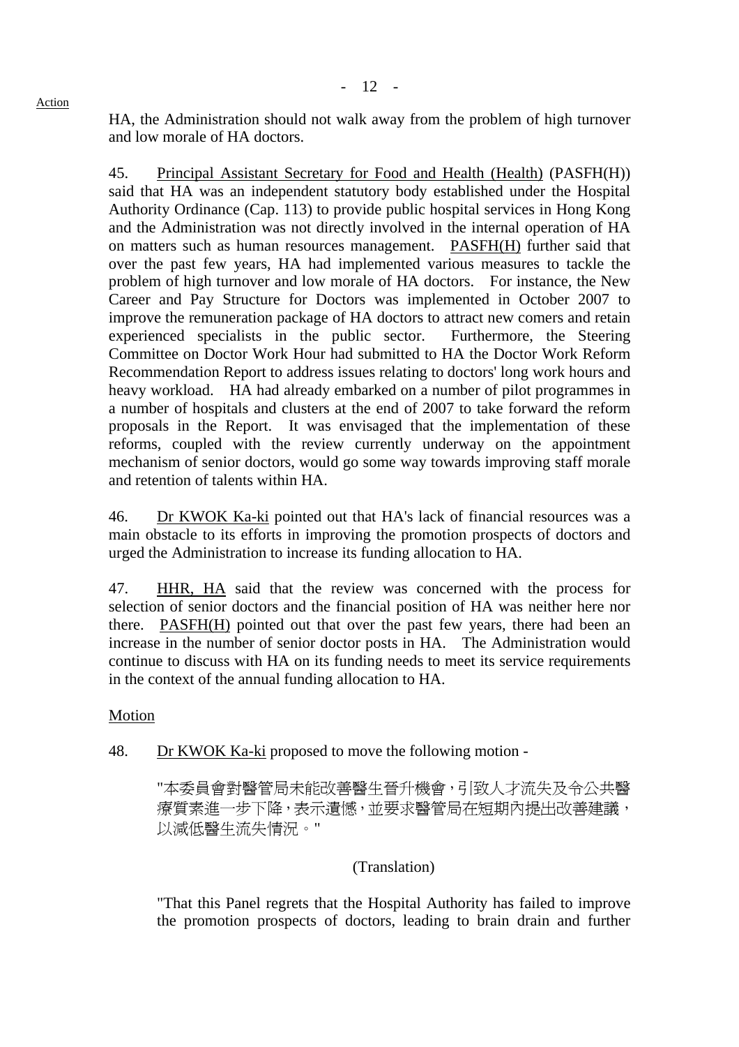HA, the Administration should not walk away from the problem of high turnover and low morale of HA doctors.

45. Principal Assistant Secretary for Food and Health (Health) (PASFH(H)) said that HA was an independent statutory body established under the Hospital Authority Ordinance (Cap. 113) to provide public hospital services in Hong Kong and the Administration was not directly involved in the internal operation of HA on matters such as human resources management. PASFH(H) further said that over the past few years, HA had implemented various measures to tackle the problem of high turnover and low morale of HA doctors. For instance, the New Career and Pay Structure for Doctors was implemented in October 2007 to improve the remuneration package of HA doctors to attract new comers and retain experienced specialists in the public sector. Furthermore, the Steering Committee on Doctor Work Hour had submitted to HA the Doctor Work Reform Recommendation Report to address issues relating to doctors' long work hours and heavy workload. HA had already embarked on a number of pilot programmes in a number of hospitals and clusters at the end of 2007 to take forward the reform proposals in the Report. It was envisaged that the implementation of these reforms, coupled with the review currently underway on the appointment mechanism of senior doctors, would go some way towards improving staff morale and retention of talents within HA.

46. Dr KWOK Ka-ki pointed out that HA's lack of financial resources was a main obstacle to its efforts in improving the promotion prospects of doctors and urged the Administration to increase its funding allocation to HA.

47. HHR, HA said that the review was concerned with the process for selection of senior doctors and the financial position of HA was neither here nor there. PASFH(H) pointed out that over the past few years, there had been an increase in the number of senior doctor posts in HA. The Administration would continue to discuss with HA on its funding needs to meet its service requirements in the context of the annual funding allocation to HA.

Motion

48. Dr KWOK Ka-ki proposed to move the following motion -

"本委員會對醫管局未能改善醫生晉升機會，引致人才流失及令公共醫療質素進一步下降，表示遺憾，並要求醫管局在短期內提出改善建議，以減低醫生流失情況。"

(Translation)

"That this Panel regrets that the Hospital Authority has failed to improve the promotion prospects of doctors, leading to brain drain and further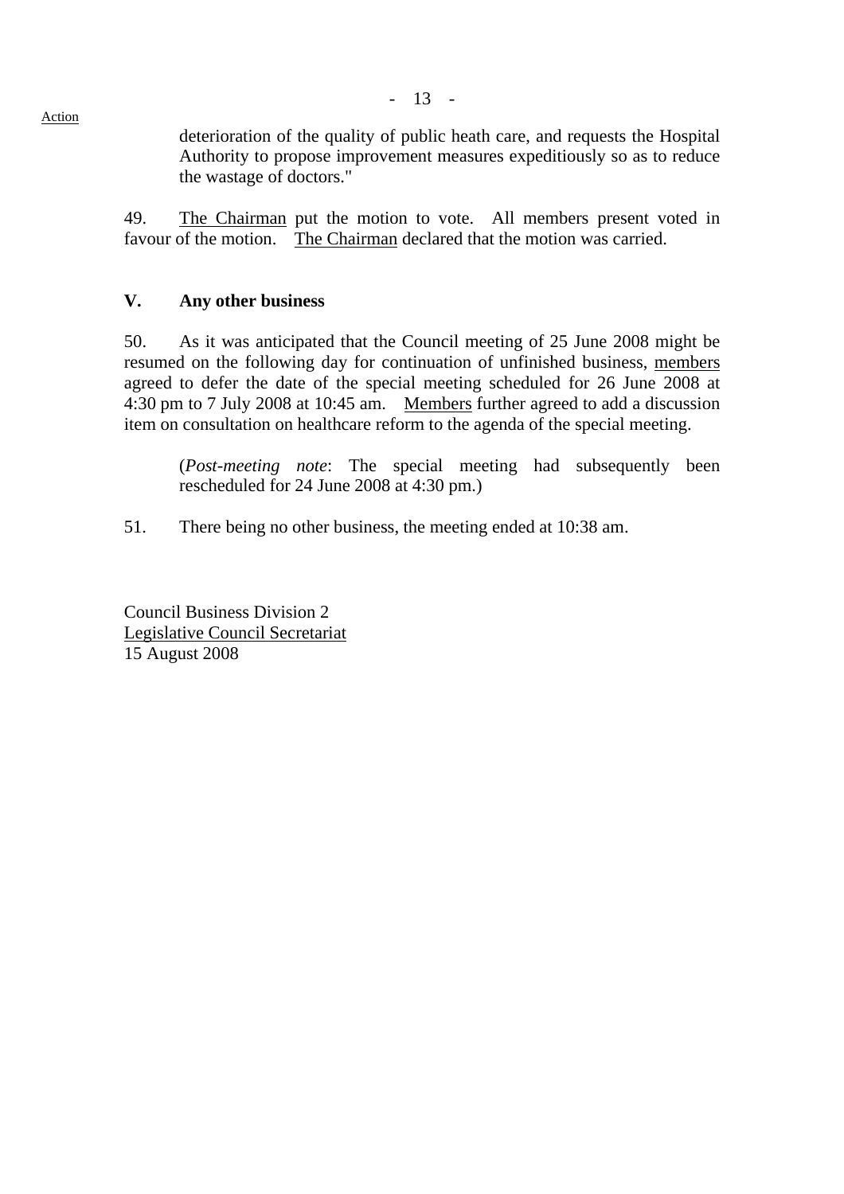Action

deterioration of the quality of public heath care, and requests the Hospital Authority to propose improvement measures expeditiously so as to reduce the wastage of doctors."

49. The Chairman put the motion to vote. All members present voted in favour of the motion. The Chairman declared that the motion was carried.

## V. Any other business

50. As it was anticipated that the Council meeting of 25 June 2008 might be resumed on the following day for continuation of unfinished business, members agreed to defer the date of the special meeting scheduled for 26 June 2008 at 4:30 pm to 7 July 2008 at 10:45 am. Members further agreed to add a discussion item on consultation on healthcare reform to the agenda of the special meeting.

> (*Post-meeting note*: The special meeting had subsequently been rescheduled for 24 June 2008 at 4:30 pm.)

51. There being no other business, the meeting ended at 10:38 am.

Council Business Division 2
Legislative Council Secretariat
15 August 2008